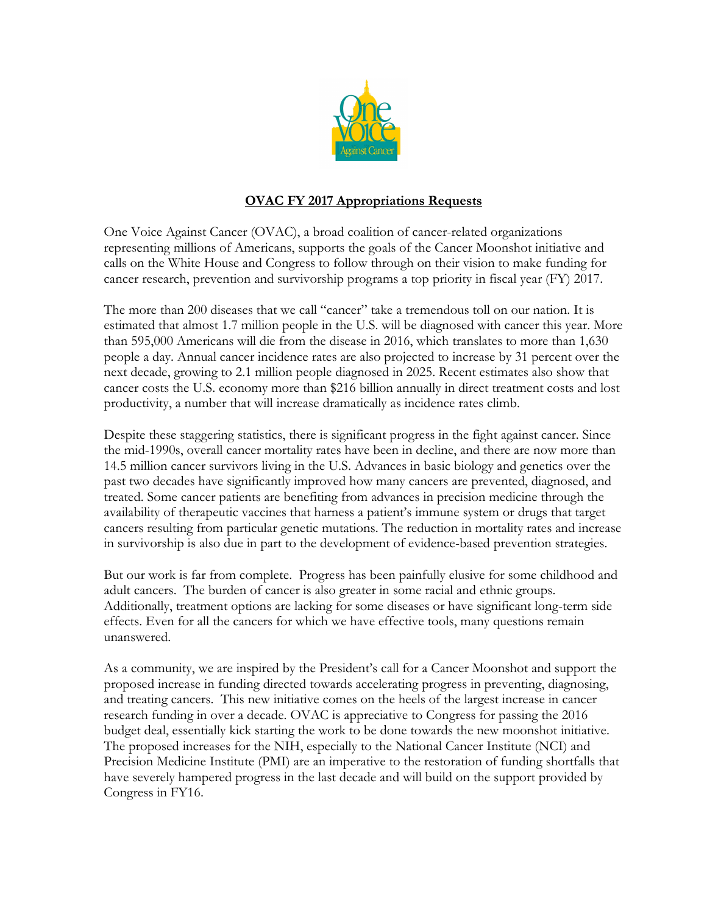# OVAC FY 2017 Appropriations Requests

One Voice Against Cancer (OVAC), a broad coalition of cancer-related organizations representing millions of Americans, supports the goals of the Cancer Moonshot initiative and calls on the White House and Congress to follow through on their vision to make funding for cancer research, prevention and survivorship programs a top priority in fiscal year (FY) 2017.

The more than 200 diseases that we call "cancer" take a tremendous toll on our nation. It is estimated that almost 1.7 million people in the U.S. will be diagnosed with cancer this year. More than 595,000 Americans will die from the disease in 2016, which translates to more than 1,630 people a day. Annual cancer incidence rates are also projected to increase by 31 percent over the next decade, growing to 2.1 million people diagnosed in 2025. Recent estimates also show that cancer costs the U.S. economy more than $216 billion annually in direct treatment costs and lost productivity, a number that will increase dramatically as incidence rates climb.

Despite these staggering statistics, there is significant progress in the fight against cancer. Since the mid-1990s, overall cancer mortality rates have been in decline, and there are now more than 14.5 million cancer survivors living in the U.S. Advances in basic biology and genetics over the past two decades have significantly improved how many cancers are prevented, diagnosed, and treated. Some cancer patients are benefiting from advances in precision medicine through the availability of therapeutic vaccines that harness a patient's immune system or drugs that target cancers resulting from particular genetic mutations. The reduction in mortality rates and increase in survivorship is also due in part to the development of evidence-based prevention strategies.

But our work is far from complete. Progress has been painfully elusive for some childhood and adult cancers. The burden of cancer is also greater in some racial and ethnic groups. Additionally, treatment options are lacking for some diseases or have significant long-term side effects. Even for all the cancers for which we have effective tools, many questions remain unanswered.

As a community, we are inspired by the President's call for a Cancer Moonshot and support the proposed increase in funding directed towards accelerating progress in preventing, diagnosing, and treating cancers. This new initiative comes on the heels of the largest increase in cancer research funding in over a decade. OVAC is appreciative to Congress for passing the 2016 budget deal, essentially kick starting the work to be done towards the new moonshot initiative. The proposed increases for the NIH, especially to the National Cancer Institute (NCI) and Precision Medicine Institute (PMI) are an imperative to the restoration of funding shortfalls that have severely hampered progress in the last decade and will build on the support provided by Congress in FY16.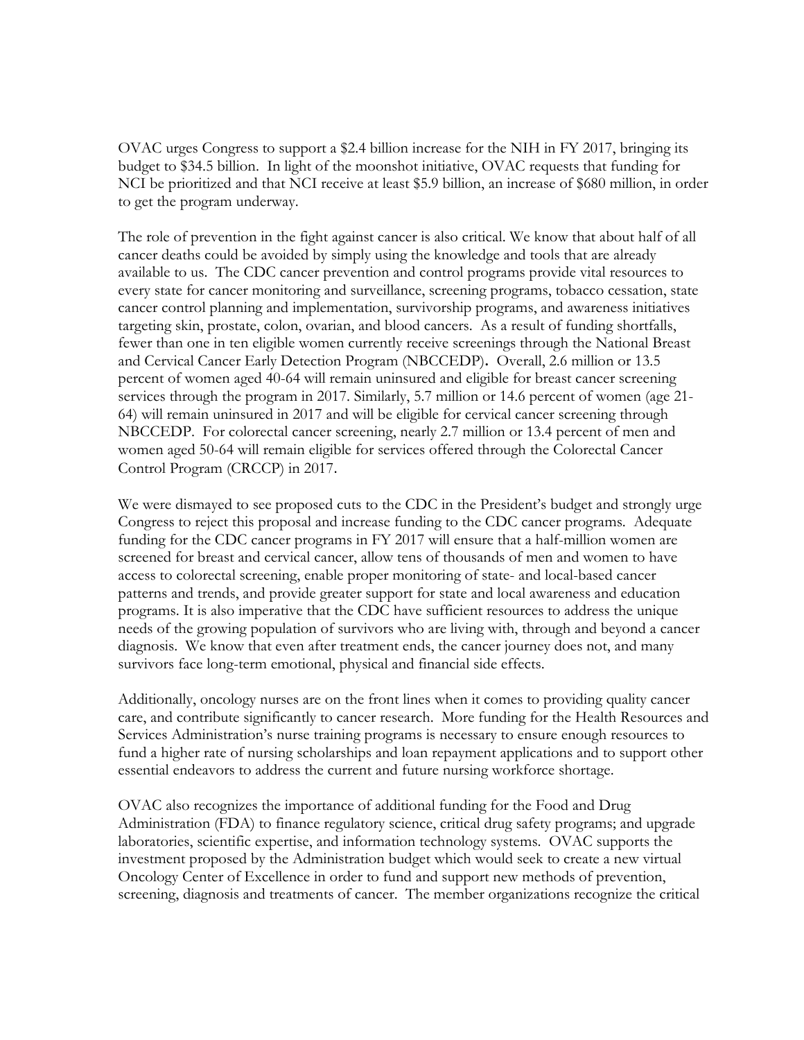OVAC urges Congress to support a $2.4 billion increase for the NIH in FY 2017, bringing its budget to $34.5 billion. In light of the moonshot initiative, OVAC requests that funding for NCI be prioritized and that NCI receive at least $5.9 billion, an increase of $680 million, in order to get the program underway.

The role of prevention in the fight against cancer is also critical. We know that about half of all cancer deaths could be avoided by simply using the knowledge and tools that are already available to us. The CDC cancer prevention and control programs provide vital resources to every state for cancer monitoring and surveillance, screening programs, tobacco cessation, state cancer control planning and implementation, survivorship programs, and awareness initiatives targeting skin, prostate, colon, ovarian, and blood cancers. As a result of funding shortfalls, fewer than one in ten eligible women currently receive screenings through the National Breast and Cervical Cancer Early Detection Program (NBCCEDP). Overall, 2.6 million or 13.5 percent of women aged 40-64 will remain uninsured and eligible for breast cancer screening services through the program in 2017. Similarly, 5.7 million or 14.6 percent of women (age 21-64) will remain uninsured in 2017 and will be eligible for cervical cancer screening through NBCCEDP. For colorectal cancer screening, nearly 2.7 million or 13.4 percent of men and women aged 50-64 will remain eligible for services offered through the Colorectal Cancer Control Program (CRCCP) in 2017.

We were dismayed to see proposed cuts to the CDC in the President's budget and strongly urge Congress to reject this proposal and increase funding to the CDC cancer programs. Adequate funding for the CDC cancer programs in FY 2017 will ensure that a half-million women are screened for breast and cervical cancer, allow tens of thousands of men and women to have access to colorectal screening, enable proper monitoring of state- and local-based cancer patterns and trends, and provide greater support for state and local awareness and education programs. It is also imperative that the CDC have sufficient resources to address the unique needs of the growing population of survivors who are living with, through and beyond a cancer diagnosis. We know that even after treatment ends, the cancer journey does not, and many survivors face long-term emotional, physical and financial side effects.

Additionally, oncology nurses are on the front lines when it comes to providing quality cancer care, and contribute significantly to cancer research. More funding for the Health Resources and Services Administration's nurse training programs is necessary to ensure enough resources to fund a higher rate of nursing scholarships and loan repayment applications and to support other essential endeavors to address the current and future nursing workforce shortage.

OVAC also recognizes the importance of additional funding for the Food and Drug Administration (FDA) to finance regulatory science, critical drug safety programs; and upgrade laboratories, scientific expertise, and information technology systems. OVAC supports the investment proposed by the Administration budget which would seek to create a new virtual Oncology Center of Excellence in order to fund and support new methods of prevention, screening, diagnosis and treatments of cancer. The member organizations recognize the critical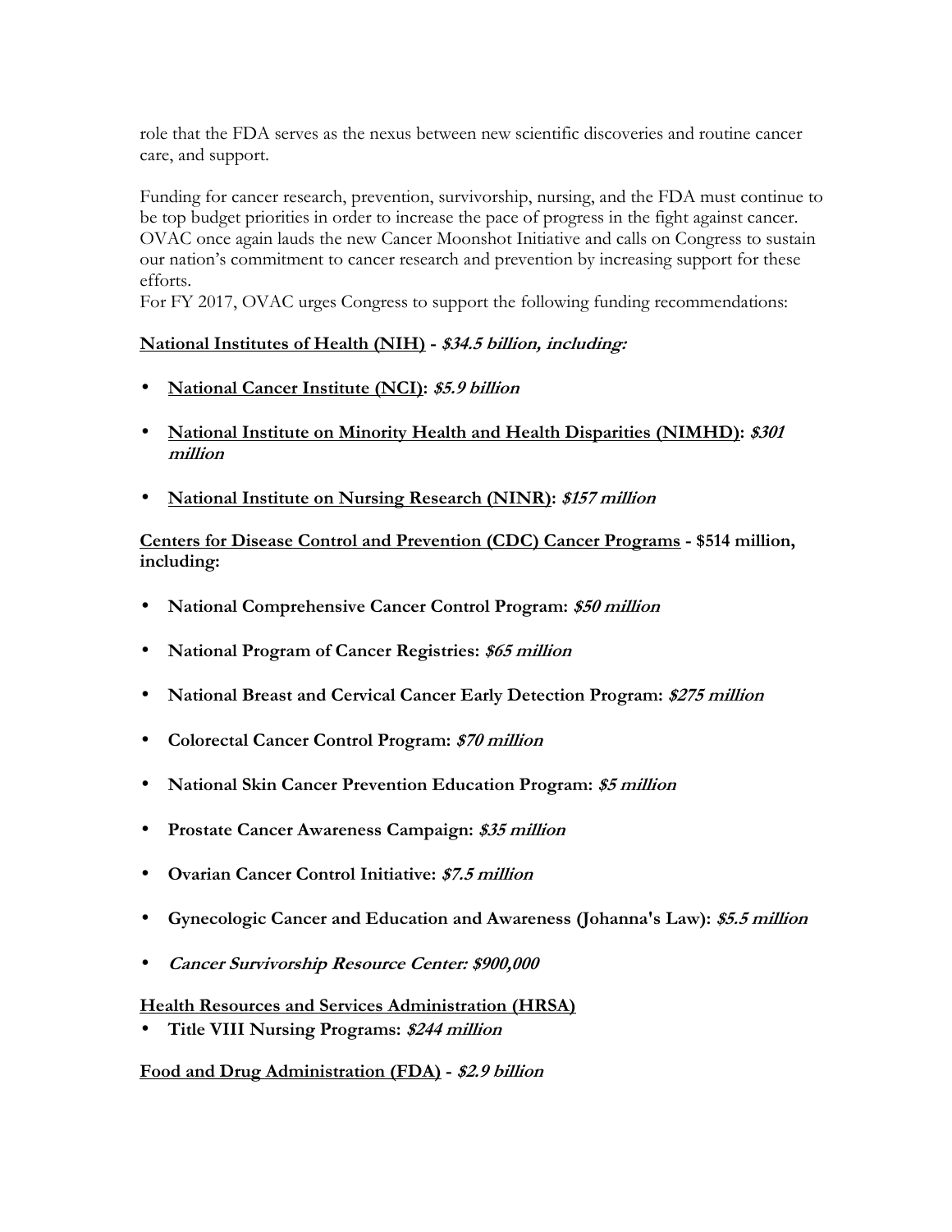role that the FDA serves as the nexus between new scientific discoveries and routine cancer care, and support.

Funding for cancer research, prevention, survivorship, nursing, and the FDA must continue to be top budget priorities in order to increase the pace of progress in the fight against cancer. OVAC once again lauds the new Cancer Moonshot Initiative and calls on Congress to sustain our nation's commitment to cancer research and prevention by increasing support for these efforts.
For FY 2017, OVAC urges Congress to support the following funding recommendations:

**National Institutes of Health (NIH) - *$34.5 billion, including:***

- **National Cancer Institute (NCI): *$5.9 billion***
- **National Institute on Minority Health and Health Disparities (NIMHD): *$301 million***
- **National Institute on Nursing Research (NINR): *$157 million***

**Centers for Disease Control and Prevention (CDC) Cancer Programs - $514 million, including:**

- **National Comprehensive Cancer Control Program: *$50 million***
- **National Program of Cancer Registries: *$65 million***
- **National Breast and Cervical Cancer Early Detection Program: *$275 million***
- **Colorectal Cancer Control Program: *$70 million***
- **National Skin Cancer Prevention Education Program: *$5 million***
- **Prostate Cancer Awareness Campaign: *$35 million***
- **Ovarian Cancer Control Initiative: *$7.5 million***
- **Gynecologic Cancer and Education and Awareness (Johanna's Law): *$5.5 million***
- ***Cancer Survivorship Resource Center: $900,000***

**Health Resources and Services Administration (HRSA)**

- **Title VIII Nursing Programs: *$244 million***

**Food and Drug Administration (FDA) - *$2.9 billion***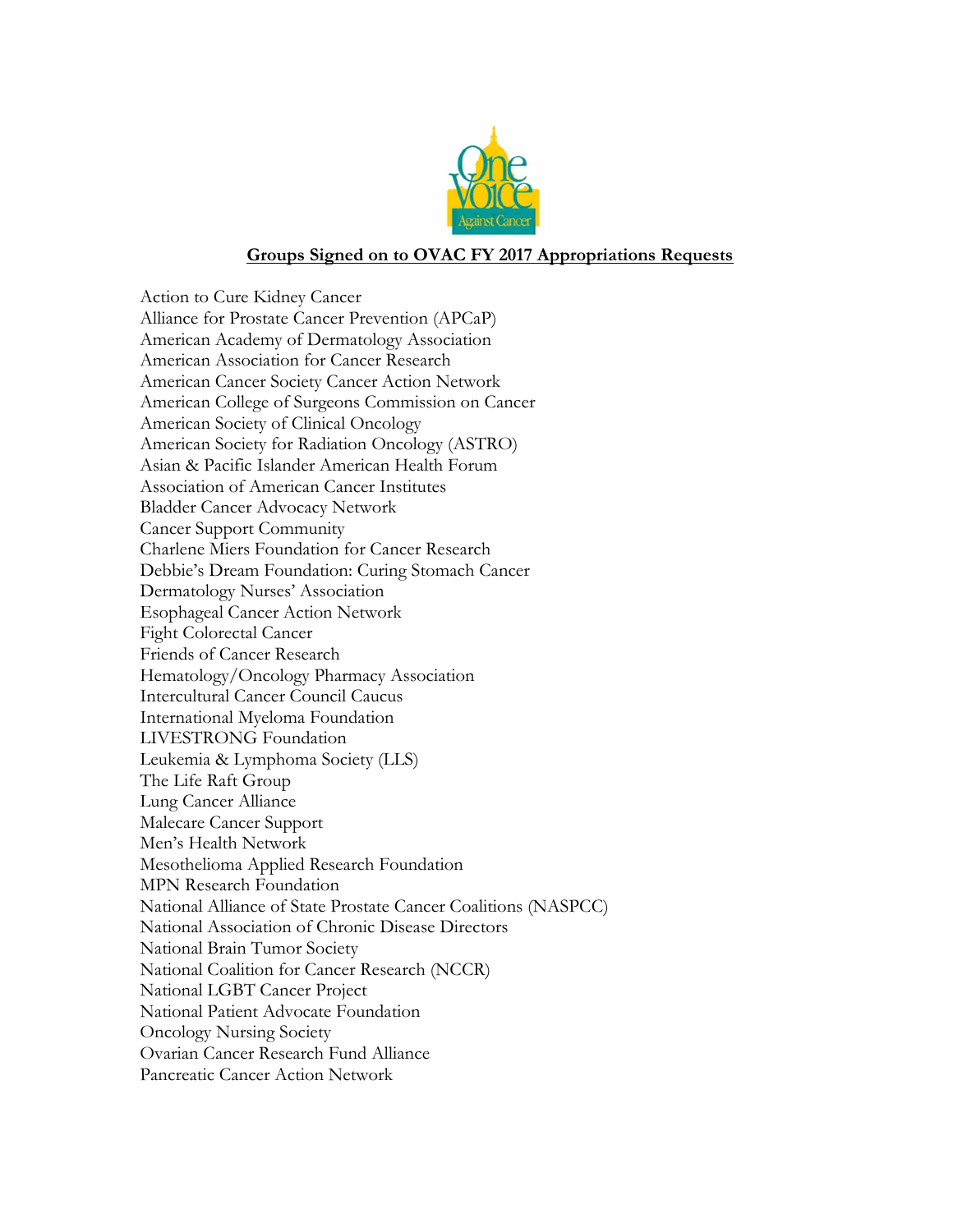**Groups Signed on to OVAC FY 2017 Appropriations Requests**

Action to Cure Kidney Cancer
Alliance for Prostate Cancer Prevention (APCaP)
American Academy of Dermatology Association
American Association for Cancer Research
American Cancer Society Cancer Action Network
American College of Surgeons Commission on Cancer
American Society of Clinical Oncology
American Society for Radiation Oncology (ASTRO)
Asian & Pacific Islander American Health Forum
Association of American Cancer Institutes
Bladder Cancer Advocacy Network
Cancer Support Community
Charlene Miers Foundation for Cancer Research
Debbie's Dream Foundation: Curing Stomach Cancer
Dermatology Nurses' Association
Esophageal Cancer Action Network
Fight Colorectal Cancer
Friends of Cancer Research
Hematology/Oncology Pharmacy Association
Intercultural Cancer Council Caucus
International Myeloma Foundation
LIVESTRONG Foundation
Leukemia & Lymphoma Society (LLS)
The Life Raft Group
Lung Cancer Alliance
Malecare Cancer Support
Men's Health Network
Mesothelioma Applied Research Foundation
MPN Research Foundation
National Alliance of State Prostate Cancer Coalitions (NASPCC)
National Association of Chronic Disease Directors
National Brain Tumor Society
National Coalition for Cancer Research (NCCR)
National LGBT Cancer Project
National Patient Advocate Foundation
Oncology Nursing Society
Ovarian Cancer Research Fund Alliance
Pancreatic Cancer Action Network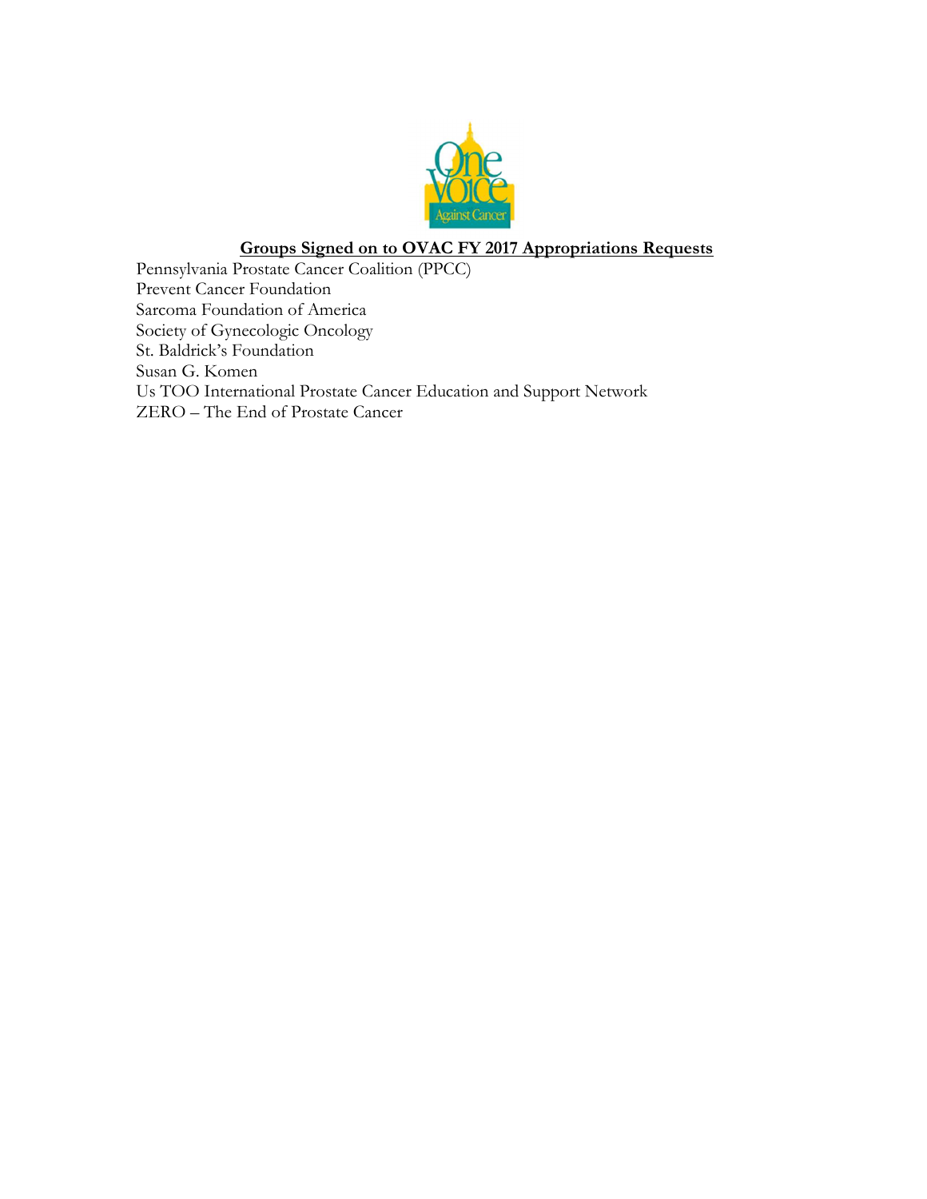**Groups Signed on to OVAC FY 2017 Appropriations Requests**

Pennsylvania Prostate Cancer Coalition (PPCC)
Prevent Cancer Foundation
Sarcoma Foundation of America
Society of Gynecologic Oncology
St. Baldrick's Foundation
Susan G. Komen
Us TOO International Prostate Cancer Education and Support Network
ZERO – The End of Prostate Cancer